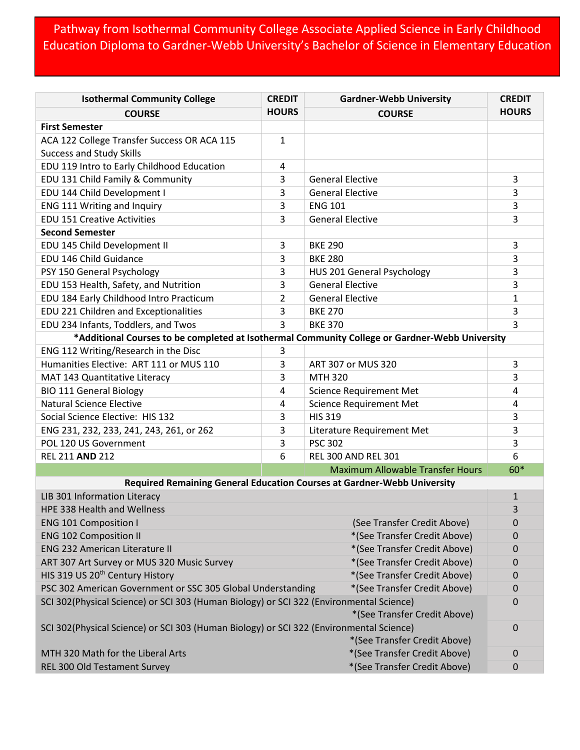# Pathway from Isothermal Community College Associate Applied Science in Early Childhood Education Diploma to Gardner-Webb University's Bachelor of Science in Elementary Education

| Isothermal Community College COURSE | CREDIT HOURS | Gardner-Webb University COURSE | CREDIT HOURS |
|---|---|---|---|
| **First Semester** | | | |
| ACA 122 College Transfer Success OR ACA 115 Success and Study Skills | 1 | | |
| EDU 119 Intro to Early Childhood Education | 4 | | |
| EDU 131 Child Family & Community | 3 | General Elective | 3 |
| EDU 144 Child Development I | 3 | General Elective | 3 |
| ENG 111 Writing and Inquiry | 3 | ENG 101 | 3 |
| EDU 151 Creative Activities | 3 | General Elective | 3 |
| **Second Semester** | | | |
| EDU 145 Child Development II | 3 | BKE 290 | 3 |
| EDU 146 Child Guidance | 3 | BKE 280 | 3 |
| PSY 150 General Psychology | 3 | HUS 201 General Psychology | 3 |
| EDU 153 Health, Safety, and Nutrition | 3 | General Elective | 3 |
| EDU 184 Early Childhood Intro Practicum | 2 | General Elective | 1 |
| EDU 221 Children and Exceptionalities | 3 | BKE 270 | 3 |
| EDU 234 Infants, Toddlers, and Twos | 3 | BKE 370 | 3 |
| **\*Additional Courses to be completed at Isothermal Community College or Gardner-Webb University** | | | |
| ENG 112 Writing/Research in the Disc | 3 | | |
| Humanities Elective: ART 111 or MUS 110 | 3 | ART 307 or MUS 320 | 3 |
| MAT 143 Quantitative Literacy | 3 | MTH 320 | 3 |
| BIO 111 General Biology | 4 | Science Requirement Met | 4 |
| Natural Science Elective | 4 | Science Requirement Met | 4 |
| Social Science Elective: HIS 132 | 3 | HIS 319 | 3 |
| ENG 231, 232, 233, 241, 243, 261, or 262 | 3 | Literature Requirement Met | 3 |
| POL 120 US Government | 3 | PSC 302 | 3 |
| REL 211 **AND** 212 | 6 | REL 300 AND REL 301 | 6 |
| | | Maximum Allowable Transfer Hours | 60* |

**Required Remaining General Education Courses at Gardner-Webb University**

| Course | | Credit Hours |
|---|---|---|
| LIB 301 Information Literacy | | 1 |
| HPE 338 Health and Wellness | | 3 |
| ENG 101 Composition I | (See Transfer Credit Above) | 0 |
| ENG 102 Composition II | *(See Transfer Credit Above) | 0 |
| ENG 232 American Literature II | *(See Transfer Credit Above) | 0 |
| ART 307 Art Survey or MUS 320 Music Survey | *(See Transfer Credit Above) | 0 |
| HIS 319 US 20th Century History | *(See Transfer Credit Above) | 0 |
| PSC 302 American Government or SSC 305 Global Understanding | *(See Transfer Credit Above) | 0 |
| SCI 302(Physical Science) or SCI 303 (Human Biology) or SCI 322 (Environmental Science) | *(See Transfer Credit Above) | 0 |
| SCI 302(Physical Science) or SCI 303 (Human Biology) or SCI 322 (Environmental Science) | *(See Transfer Credit Above) | 0 |
| MTH 320 Math for the Liberal Arts | *(See Transfer Credit Above) | 0 |
| REL 300 Old Testament Survey | *(See Transfer Credit Above) | 0 |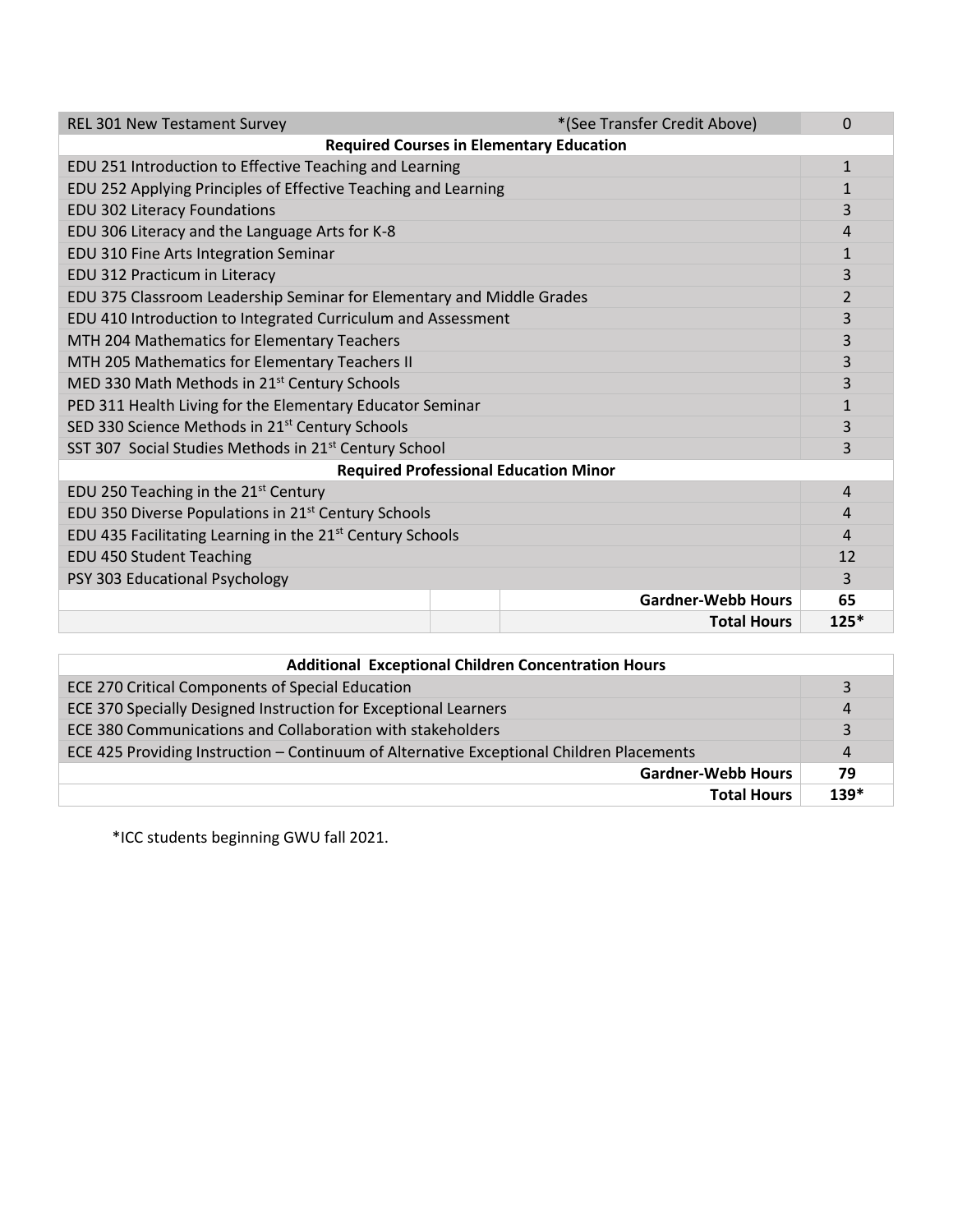| | | |
|---|---|---|
| REL 301 New Testament Survey | *(See Transfer Credit Above) | 0 |
| **Required Courses in Elementary Education** | | |
| EDU 251 Introduction to Effective Teaching and Learning | | 1 |
| EDU 252 Applying Principles of Effective Teaching and Learning | | 1 |
| EDU 302 Literacy Foundations | | 3 |
| EDU 306 Literacy and the Language Arts for K-8 | | 4 |
| EDU 310 Fine Arts Integration Seminar | | 1 |
| EDU 312 Practicum in Literacy | | 3 |
| EDU 375 Classroom Leadership Seminar for Elementary and Middle Grades | | 2 |
| EDU 410 Introduction to Integrated Curriculum and Assessment | | 3 |
| MTH 204 Mathematics for Elementary Teachers | | 3 |
| MTH 205 Mathematics for Elementary Teachers II | | 3 |
| MED 330 Math Methods in 21st Century Schools | | 3 |
| PED 311 Health Living for the Elementary Educator Seminar | | 1 |
| SED 330 Science Methods in 21st Century Schools | | 3 |
| SST 307 Social Studies Methods in 21st Century School | | 3 |
| **Required Professional Education Minor** | | |
| EDU 250 Teaching in the 21st Century | | 4 |
| EDU 350 Diverse Populations in 21st Century Schools | | 4 |
| EDU 435 Facilitating Learning in the 21st Century Schools | | 4 |
| EDU 450 Student Teaching | | 12 |
| PSY 303 Educational Psychology | | 3 |
| | **Gardner-Webb Hours** | **65** |
| | **Total Hours** | **125*** |

| | |
|---|---|
| **Additional Exceptional Children Concentration Hours** | |
| ECE 270 Critical Components of Special Education | 3 |
| ECE 370 Specially Designed Instruction for Exceptional Learners | 4 |
| ECE 380 Communications and Collaboration with stakeholders | 3 |
| ECE 425 Providing Instruction – Continuum of Alternative Exceptional Children Placements | 4 |
| **Gardner-Webb Hours** | **79** |
| **Total Hours** | **139*** |

*ICC students beginning GWU fall 2021.